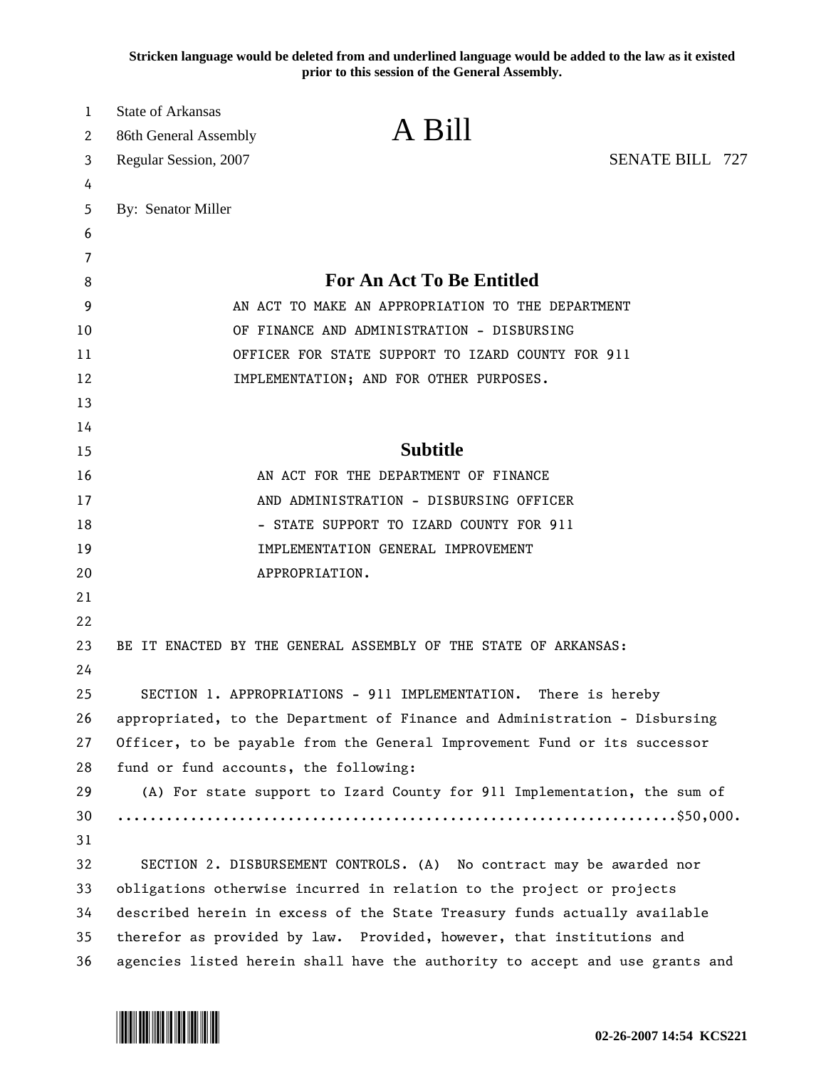Stricken language would be deleted from and underlined language would be added to the law as it existed prior to this session of the General Assembly.

State of Arkansas
86th General Assembly
Regular Session, 2007

# A Bill

SENATE BILL 727

By: Senator Miller

## For An Act To Be Entitled

AN ACT TO MAKE AN APPROPRIATION TO THE DEPARTMENT OF FINANCE AND ADMINISTRATION - DISBURSING OFFICER FOR STATE SUPPORT TO IZARD COUNTY FOR 911 IMPLEMENTATION; AND FOR OTHER PURPOSES.

## Subtitle

AN ACT FOR THE DEPARTMENT OF FINANCE AND ADMINISTRATION - DISBURSING OFFICER - STATE SUPPORT TO IZARD COUNTY FOR 911 IMPLEMENTATION GENERAL IMPROVEMENT APPROPRIATION.

BE IT ENACTED BY THE GENERAL ASSEMBLY OF THE STATE OF ARKANSAS:

SECTION 1. APPROPRIATIONS - 911 IMPLEMENTATION. There is hereby appropriated, to the Department of Finance and Administration - Disbursing Officer, to be payable from the General Improvement Fund or its successor fund or fund accounts, the following:

(A) For state support to Izard County for 911 Implementation, the sum of ....................................................................$50,000.

SECTION 2. DISBURSEMENT CONTROLS. (A) No contract may be awarded nor obligations otherwise incurred in relation to the project or projects described herein in excess of the State Treasury funds actually available therefor as provided by law. Provided, however, that institutions and agencies listed herein shall have the authority to accept and use grants and

02-26-2007 14:54 KCS221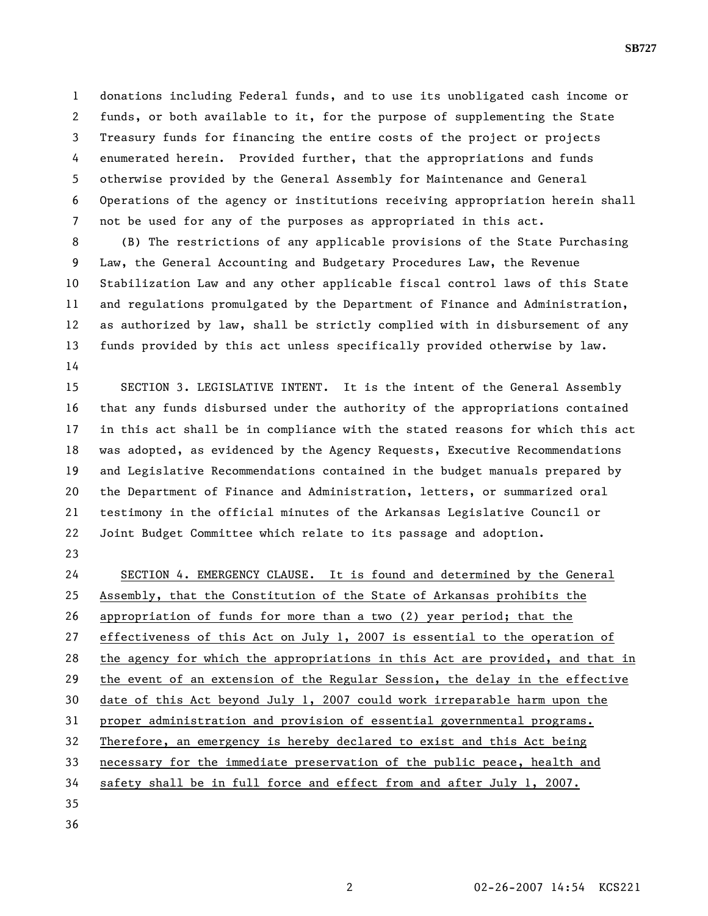donations including Federal funds, and to use its unobligated cash income or funds, or both available to it, for the purpose of supplementing the State Treasury funds for financing the entire costs of the project or projects enumerated herein. Provided further, that the appropriations and funds otherwise provided by the General Assembly for Maintenance and General Operations of the agency or institutions receiving appropriation herein shall not be used for any of the purposes as appropriated in this act.

(B) The restrictions of any applicable provisions of the State Purchasing Law, the General Accounting and Budgetary Procedures Law, the Revenue Stabilization Law and any other applicable fiscal control laws of this State and regulations promulgated by the Department of Finance and Administration, as authorized by law, shall be strictly complied with in disbursement of any funds provided by this act unless specifically provided otherwise by law.

SECTION 3. LEGISLATIVE INTENT. It is the intent of the General Assembly that any funds disbursed under the authority of the appropriations contained in this act shall be in compliance with the stated reasons for which this act was adopted, as evidenced by the Agency Requests, Executive Recommendations and Legislative Recommendations contained in the budget manuals prepared by the Department of Finance and Administration, letters, or summarized oral testimony in the official minutes of the Arkansas Legislative Council or Joint Budget Committee which relate to its passage and adoption.

SECTION 4. EMERGENCY CLAUSE. It is found and determined by the General Assembly, that the Constitution of the State of Arkansas prohibits the appropriation of funds for more than a two (2) year period; that the effectiveness of this Act on July 1, 2007 is essential to the operation of the agency for which the appropriations in this Act are provided, and that in the event of an extension of the Regular Session, the delay in the effective date of this Act beyond July 1, 2007 could work irreparable harm upon the proper administration and provision of essential governmental programs. Therefore, an emergency is hereby declared to exist and this Act being necessary for the immediate preservation of the public peace, health and safety shall be in full force and effect from and after July 1, 2007.

02-26-2007 14:54 KCS221